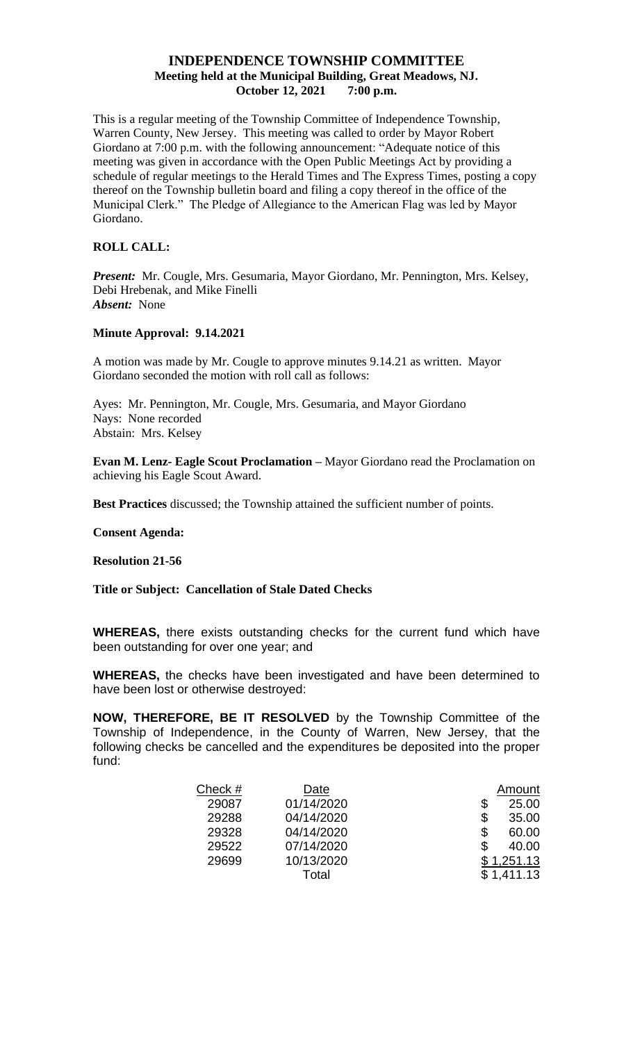# INDEPENDENCE TOWNSHIP COMMITTEE

**Meeting held at the Municipal Building, Great Meadows, NJ.**
**October 12, 2021 7:00 p.m.**

This is a regular meeting of the Township Committee of Independence Township, Warren County, New Jersey. This meeting was called to order by Mayor Robert Giordano at 7:00 p.m. with the following announcement: "Adequate notice of this meeting was given in accordance with the Open Public Meetings Act by providing a schedule of regular meetings to the Herald Times and The Express Times, posting a copy thereof on the Township bulletin board and filing a copy thereof in the office of the Municipal Clerk." The Pledge of Allegiance to the American Flag was led by Mayor Giordano.

**ROLL CALL:**

***Present:*** Mr. Cougle, Mrs. Gesumaria, Mayor Giordano, Mr. Pennington, Mrs. Kelsey, Debi Hrebenak, and Mike Finelli
***Absent:*** None

**Minute Approval: 9.14.2021**

A motion was made by Mr. Cougle to approve minutes 9.14.21 as written. Mayor Giordano seconded the motion with roll call as follows:

Ayes: Mr. Pennington, Mr. Cougle, Mrs. Gesumaria, and Mayor Giordano
Nays: None recorded
Abstain: Mrs. Kelsey

**Evan M. Lenz- Eagle Scout Proclamation –** Mayor Giordano read the Proclamation on achieving his Eagle Scout Award.

**Best Practices** discussed; the Township attained the sufficient number of points.

**Consent Agenda:**

**Resolution 21-56**

**Title or Subject: Cancellation of Stale Dated Checks**

**WHEREAS,** there exists outstanding checks for the current fund which have been outstanding for over one year; and

**WHEREAS,** the checks have been investigated and have been determined to have been lost or otherwise destroyed:

**NOW, THEREFORE, BE IT RESOLVED** by the Township Committee of the Township of Independence, in the County of Warren, New Jersey, that the following checks be cancelled and the expenditures be deposited into the proper fund:

| Check # | Date | Amount |
|---|---|---|
| 29087 | 01/14/2020 | $ 25.00 |
| 29288 | 04/14/2020 | $ 35.00 |
| 29328 | 04/14/2020 | $ 60.00 |
| 29522 | 07/14/2020 | $ 40.00 |
| 29699 | 10/13/2020 | $ 1,251.13 |
| | Total | $ 1,411.13 |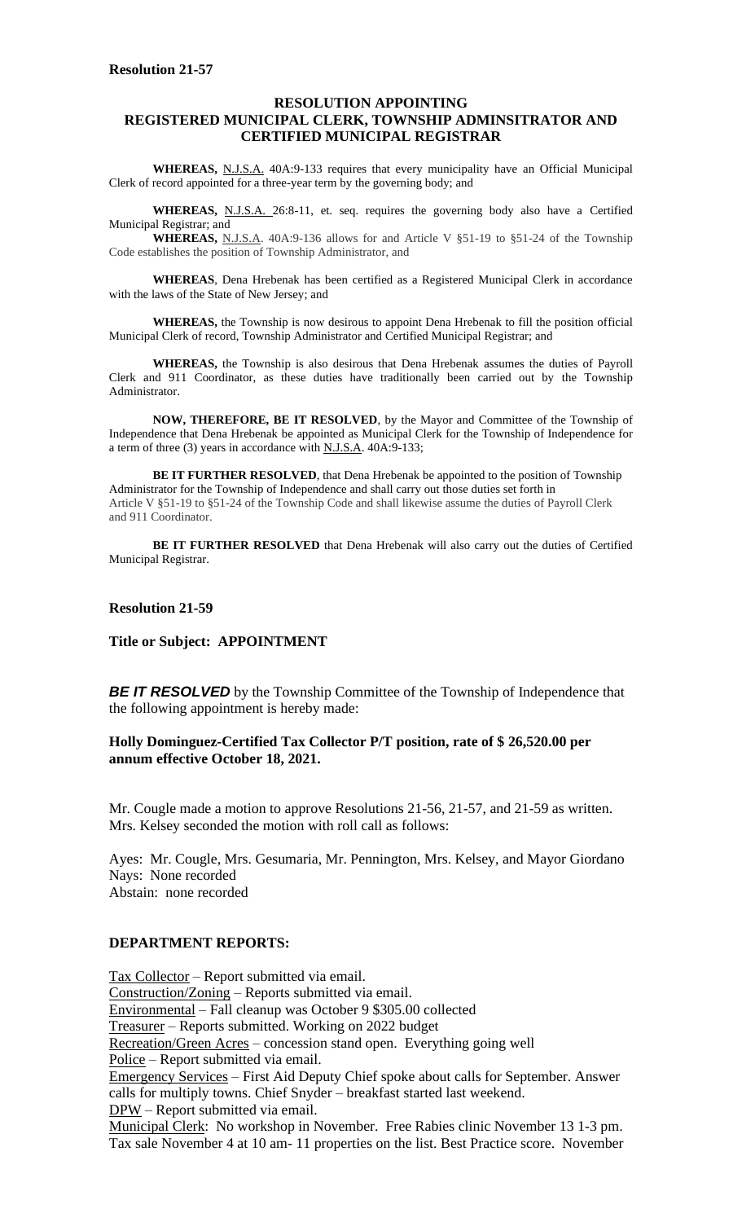**Resolution 21-57**

## RESOLUTION APPOINTING REGISTERED MUNICIPAL CLERK, TOWNSHIP ADMINSITRATOR AND CERTIFIED MUNICIPAL REGISTRAR

**WHEREAS,** N.J.S.A. 40A:9-133 requires that every municipality have an Official Municipal Clerk of record appointed for a three-year term by the governing body; and

**WHEREAS,** N.J.S.A. 26:8-11, et. seq. requires the governing body also have a Certified Municipal Registrar; and

**WHEREAS,** N.J.S.A. 40A:9-136 allows for and Article V §51-19 to §51-24 of the Township Code establishes the position of Township Administrator, and

**WHEREAS**, Dena Hrebenak has been certified as a Registered Municipal Clerk in accordance with the laws of the State of New Jersey; and

**WHEREAS,** the Township is now desirous to appoint Dena Hrebenak to fill the position official Municipal Clerk of record, Township Administrator and Certified Municipal Registrar; and

**WHEREAS,** the Township is also desirous that Dena Hrebenak assumes the duties of Payroll Clerk and 911 Coordinator, as these duties have traditionally been carried out by the Township Administrator.

**NOW, THEREFORE, BE IT RESOLVED**, by the Mayor and Committee of the Township of Independence that Dena Hrebenak be appointed as Municipal Clerk for the Township of Independence for a term of three (3) years in accordance with N.J.S.A. 40A:9-133;

**BE IT FURTHER RESOLVED**, that Dena Hrebenak be appointed to the position of Township Administrator for the Township of Independence and shall carry out those duties set forth in Article V §51-19 to §51-24 of the Township Code and shall likewise assume the duties of Payroll Clerk and 911 Coordinator.

**BE IT FURTHER RESOLVED** that Dena Hrebenak will also carry out the duties of Certified Municipal Registrar.

**Resolution 21-59**

**Title or Subject: APPOINTMENT**

***BE IT RESOLVED*** by the Township Committee of the Township of Independence that the following appointment is hereby made:

**Holly Dominguez-Certified Tax Collector P/T position, rate of $ 26,520.00 per annum effective October 18, 2021.**

Mr. Cougle made a motion to approve Resolutions 21-56, 21-57, and 21-59 as written. Mrs. Kelsey seconded the motion with roll call as follows:

Ayes: Mr. Cougle, Mrs. Gesumaria, Mr. Pennington, Mrs. Kelsey, and Mayor Giordano
Nays: None recorded
Abstain: none recorded

**DEPARTMENT REPORTS:**

Tax Collector – Report submitted via email.
Construction/Zoning – Reports submitted via email.
Environmental – Fall cleanup was October 9 $305.00 collected
Treasurer – Reports submitted. Working on 2022 budget
Recreation/Green Acres – concession stand open. Everything going well
Police – Report submitted via email.
Emergency Services – First Aid Deputy Chief spoke about calls for September. Answer calls for multiply towns. Chief Snyder – breakfast started last weekend.
DPW – Report submitted via email.
Municipal Clerk: No workshop in November. Free Rabies clinic November 13 1-3 pm. Tax sale November 4 at 10 am- 11 properties on the list. Best Practice score. November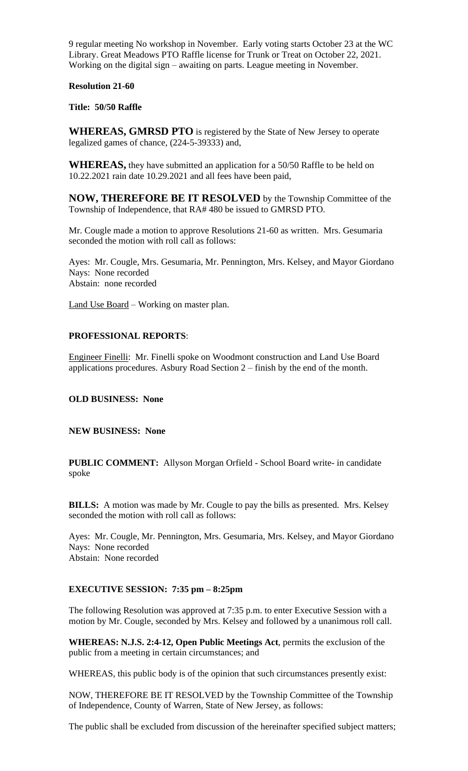9 regular meeting No workshop in November. Early voting starts October 23 at the WC Library. Great Meadows PTO Raffle license for Trunk or Treat on October 22, 2021. Working on the digital sign – awaiting on parts. League meeting in November.

**Resolution 21-60**

**Title: 50/50 Raffle**

**WHEREAS, GMRSD PTO** is registered by the State of New Jersey to operate legalized games of chance, (224-5-39333) and,

**WHEREAS,** they have submitted an application for a 50/50 Raffle to be held on 10.22.2021 rain date 10.29.2021 and all fees have been paid,

**NOW, THEREFORE BE IT RESOLVED** by the Township Committee of the Township of Independence, that RA# 480 be issued to GMRSD PTO.

Mr. Cougle made a motion to approve Resolutions 21-60 as written. Mrs. Gesumaria seconded the motion with roll call as follows:

Ayes: Mr. Cougle, Mrs. Gesumaria, Mr. Pennington, Mrs. Kelsey, and Mayor Giordano
Nays: None recorded
Abstain: none recorded

Land Use Board – Working on master plan.

**PROFESSIONAL REPORTS**:

Engineer Finelli: Mr. Finelli spoke on Woodmont construction and Land Use Board applications procedures. Asbury Road Section 2 – finish by the end of the month.

**OLD BUSINESS: None**

**NEW BUSINESS: None**

**PUBLIC COMMENT:** Allyson Morgan Orfield - School Board write- in candidate spoke

**BILLS:** A motion was made by Mr. Cougle to pay the bills as presented. Mrs. Kelsey seconded the motion with roll call as follows:

Ayes: Mr. Cougle, Mr. Pennington, Mrs. Gesumaria, Mrs. Kelsey, and Mayor Giordano
Nays: None recorded
Abstain: None recorded

**EXECUTIVE SESSION: 7:35 pm – 8:25pm**

The following Resolution was approved at 7:35 p.m. to enter Executive Session with a motion by Mr. Cougle, seconded by Mrs. Kelsey and followed by a unanimous roll call.

**WHEREAS: N.J.S. 2:4-12, Open Public Meetings Act**, permits the exclusion of the public from a meeting in certain circumstances; and

WHEREAS, this public body is of the opinion that such circumstances presently exist:

NOW, THEREFORE BE IT RESOLVED by the Township Committee of the Township of Independence, County of Warren, State of New Jersey, as follows:

The public shall be excluded from discussion of the hereinafter specified subject matters;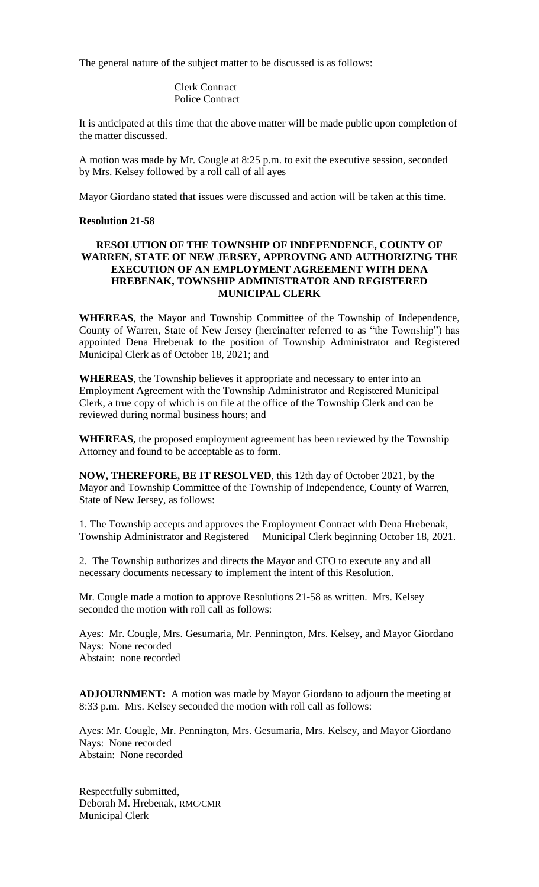The general nature of the subject matter to be discussed is as follows:

Clerk Contract
Police Contract

It is anticipated at this time that the above matter will be made public upon completion of the matter discussed.

A motion was made by Mr. Cougle at 8:25 p.m. to exit the executive session, seconded by Mrs. Kelsey followed by a roll call of all ayes

Mayor Giordano stated that issues were discussed and action will be taken at this time.

**Resolution 21-58**

**RESOLUTION OF THE TOWNSHIP OF INDEPENDENCE, COUNTY OF WARREN, STATE OF NEW JERSEY, APPROVING AND AUTHORIZING THE EXECUTION OF AN EMPLOYMENT AGREEMENT WITH DENA HREBENAK, TOWNSHIP ADMINISTRATOR AND REGISTERED MUNICIPAL CLERK**

**WHEREAS**, the Mayor and Township Committee of the Township of Independence, County of Warren, State of New Jersey (hereinafter referred to as "the Township") has appointed Dena Hrebenak to the position of Township Administrator and Registered Municipal Clerk as of October 18, 2021; and

**WHEREAS**, the Township believes it appropriate and necessary to enter into an Employment Agreement with the Township Administrator and Registered Municipal Clerk, a true copy of which is on file at the office of the Township Clerk and can be reviewed during normal business hours; and

**WHEREAS,** the proposed employment agreement has been reviewed by the Township Attorney and found to be acceptable as to form.

**NOW, THEREFORE, BE IT RESOLVED**, this 12th day of October 2021, by the Mayor and Township Committee of the Township of Independence, County of Warren, State of New Jersey, as follows:

1. The Township accepts and approves the Employment Contract with Dena Hrebenak, Township Administrator and Registered Municipal Clerk beginning October 18, 2021.

2. The Township authorizes and directs the Mayor and CFO to execute any and all necessary documents necessary to implement the intent of this Resolution.

Mr. Cougle made a motion to approve Resolutions 21-58 as written. Mrs. Kelsey seconded the motion with roll call as follows:

Ayes: Mr. Cougle, Mrs. Gesumaria, Mr. Pennington, Mrs. Kelsey, and Mayor Giordano
Nays: None recorded
Abstain: none recorded

**ADJOURNMENT:** A motion was made by Mayor Giordano to adjourn the meeting at 8:33 p.m. Mrs. Kelsey seconded the motion with roll call as follows:

Ayes: Mr. Cougle, Mr. Pennington, Mrs. Gesumaria, Mrs. Kelsey, and Mayor Giordano
Nays: None recorded
Abstain: None recorded

Respectfully submitted,
Deborah M. Hrebenak, RMC/CMR
Municipal Clerk